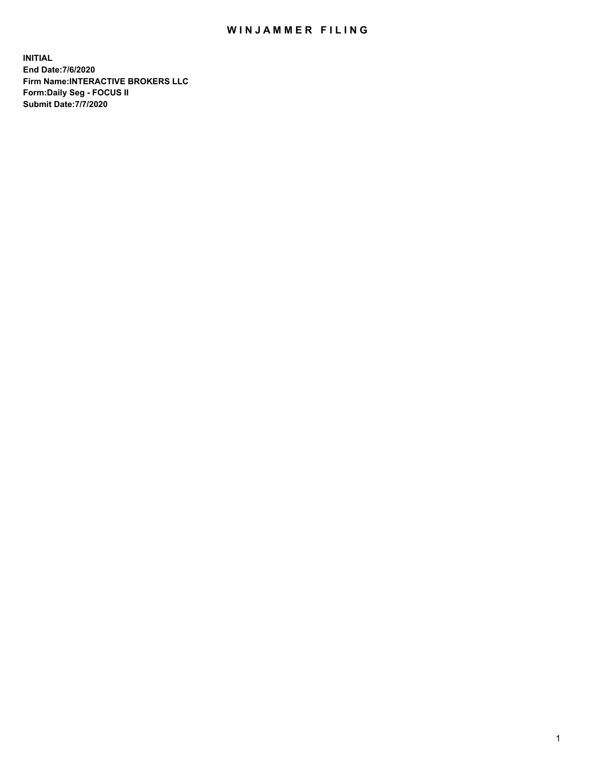# WINJAMMER FILING

**INITIAL**
**End Date:7/6/2020**
**Firm Name:INTERACTIVE BROKERS LLC**
**Form:Daily Seg - FOCUS II**
**Submit Date:7/7/2020**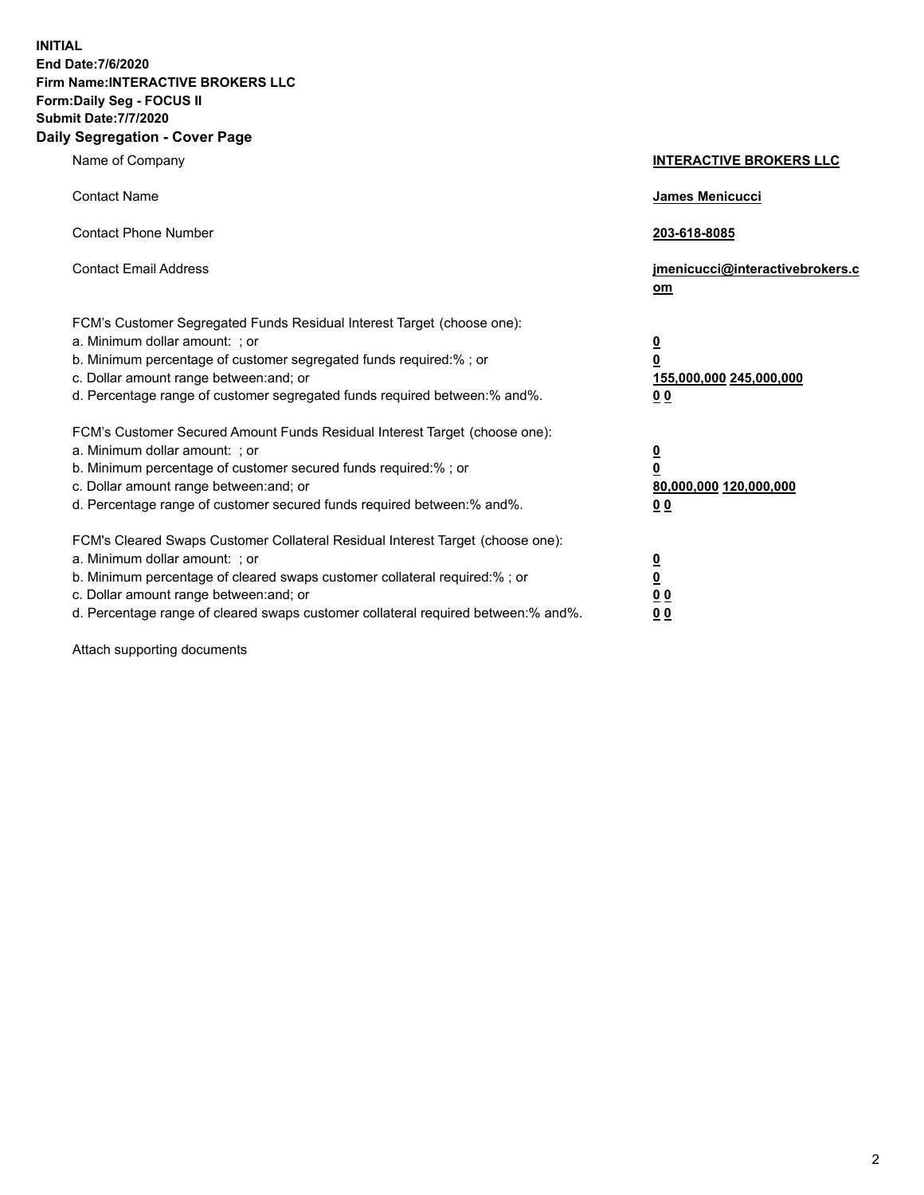**INITIAL**
**End Date:7/6/2020**
**Firm Name:INTERACTIVE BROKERS LLC**
**Form:Daily Seg - FOCUS II**
**Submit Date:7/7/2020**

## Daily Segregation - Cover Page

| | |
|---|---|
| Name of Company | **INTERACTIVE BROKERS LLC** |
| Contact Name | **James Menicucci** |
| Contact Phone Number | **203-618-8085** |
| Contact Email Address | **jmenicucci@interactivebrokers.com** |
| FCM's Customer Segregated Funds Residual Interest Target (choose one): | |
| a. Minimum dollar amount: ; or | **0** |
| b. Minimum percentage of customer segregated funds required:% ; or | **0** |
| c. Dollar amount range between:and; or | **155,000,000 245,000,000** |
| d. Percentage range of customer segregated funds required between:% and%. | **0 0** |
| FCM's Customer Secured Amount Funds Residual Interest Target (choose one): | |
| a. Minimum dollar amount: ; or | **0** |
| b. Minimum percentage of customer secured funds required:% ; or | **0** |
| c. Dollar amount range between:and; or | **80,000,000 120,000,000** |
| d. Percentage range of customer secured funds required between:% and%. | **0 0** |
| FCM's Cleared Swaps Customer Collateral Residual Interest Target (choose one): | |
| a. Minimum dollar amount: ; or | **0** |
| b. Minimum percentage of cleared swaps customer collateral required:% ; or | **0** |
| c. Dollar amount range between:and; or | **0 0** |
| d. Percentage range of cleared swaps customer collateral required between:% and%. | **0 0** |

Attach supporting documents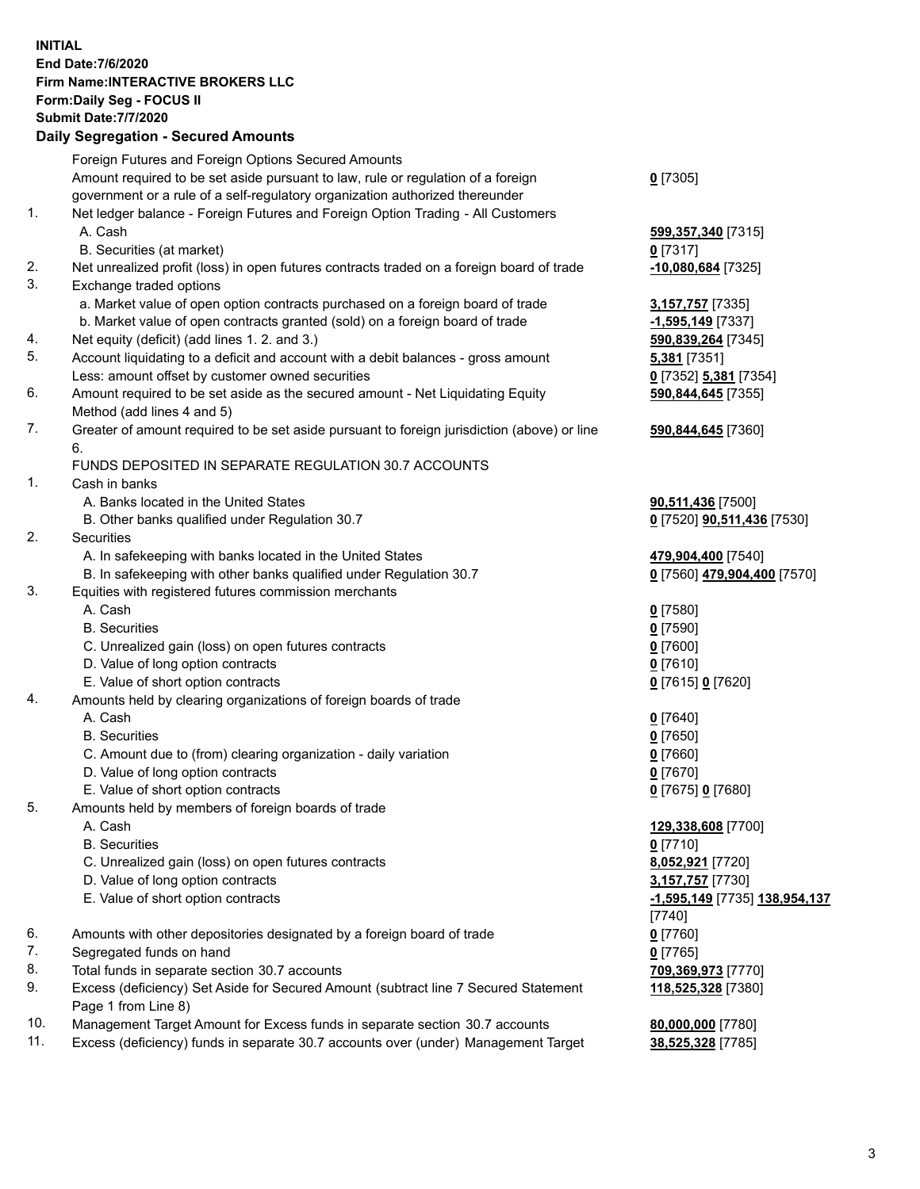**INITIAL**
**End Date:7/6/2020**
**Firm Name:INTERACTIVE BROKERS LLC**
**Form:Daily Seg - FOCUS II**
**Submit Date:7/7/2020**

## Daily Segregation - Secured Amounts

| | | |
|---|---|---|
| | Foreign Futures and Foreign Options Secured Amounts | |
| | Amount required to be set aside pursuant to law, rule or regulation of a foreign government or a rule of a self-regulatory organization authorized thereunder | **0** [7305] |
| 1. | Net ledger balance - Foreign Futures and Foreign Option Trading - All Customers | |
| | A. Cash | **599,357,340** [7315] |
| | B. Securities (at market) | **0** [7317] |
| 2. | Net unrealized profit (loss) in open futures contracts traded on a foreign board of trade | **-10,080,684** [7325] |
| 3. | Exchange traded options | |
| | a. Market value of open option contracts purchased on a foreign board of trade | **3,157,757** [7335] |
| | b. Market value of open contracts granted (sold) on a foreign board of trade | **-1,595,149** [7337] |
| 4. | Net equity (deficit) (add lines 1. 2. and 3.) | **590,839,264** [7345] |
| 5. | Account liquidating to a deficit and account with a debit balances - gross amount | **5,381** [7351] |
| | Less: amount offset by customer owned securities | **0** [7352] **5,381** [7354] |
| 6. | Amount required to be set aside as the secured amount - Net Liquidating Equity Method (add lines 4 and 5) | **590,844,645** [7355] |
| 7. | Greater of amount required to be set aside pursuant to foreign jurisdiction (above) or line 6. | **590,844,645** [7360] |
| | FUNDS DEPOSITED IN SEPARATE REGULATION 30.7 ACCOUNTS | |
| 1. | Cash in banks | |
| | A. Banks located in the United States | **90,511,436** [7500] |
| | B. Other banks qualified under Regulation 30.7 | **0** [7520] **90,511,436** [7530] |
| 2. | Securities | |
| | A. In safekeeping with banks located in the United States | **479,904,400** [7540] |
| | B. In safekeeping with other banks qualified under Regulation 30.7 | **0** [7560] **479,904,400** [7570] |
| 3. | Equities with registered futures commission merchants | |
| | A. Cash | **0** [7580] |
| | B. Securities | **0** [7590] |
| | C. Unrealized gain (loss) on open futures contracts | **0** [7600] |
| | D. Value of long option contracts | **0** [7610] |
| | E. Value of short option contracts | **0** [7615] **0** [7620] |
| 4. | Amounts held by clearing organizations of foreign boards of trade | |
| | A. Cash | **0** [7640] |
| | B. Securities | **0** [7650] |
| | C. Amount due to (from) clearing organization - daily variation | **0** [7660] |
| | D. Value of long option contracts | **0** [7670] |
| | E. Value of short option contracts | **0** [7675] **0** [7680] |
| 5. | Amounts held by members of foreign boards of trade | |
| | A. Cash | **129,338,608** [7700] |
| | B. Securities | **0** [7710] |
| | C. Unrealized gain (loss) on open futures contracts | **8,052,921** [7720] |
| | D. Value of long option contracts | **3,157,757** [7730] |
| | E. Value of short option contracts | **-1,595,149** [7735] **138,954,137** [7740] |
| 6. | Amounts with other depositories designated by a foreign board of trade | **0** [7760] |
| 7. | Segregated funds on hand | **0** [7765] |
| 8. | Total funds in separate section 30.7 accounts | **709,369,973** [7770] |
| 9. | Excess (deficiency) Set Aside for Secured Amount (subtract line 7 Secured Statement Page 1 from Line 8) | **118,525,328** [7380] |
| 10. | Management Target Amount for Excess funds in separate section 30.7 accounts | **80,000,000** [7780] |
| 11. | Excess (deficiency) funds in separate 30.7 accounts over (under) Management Target | **38,525,328** [7785] |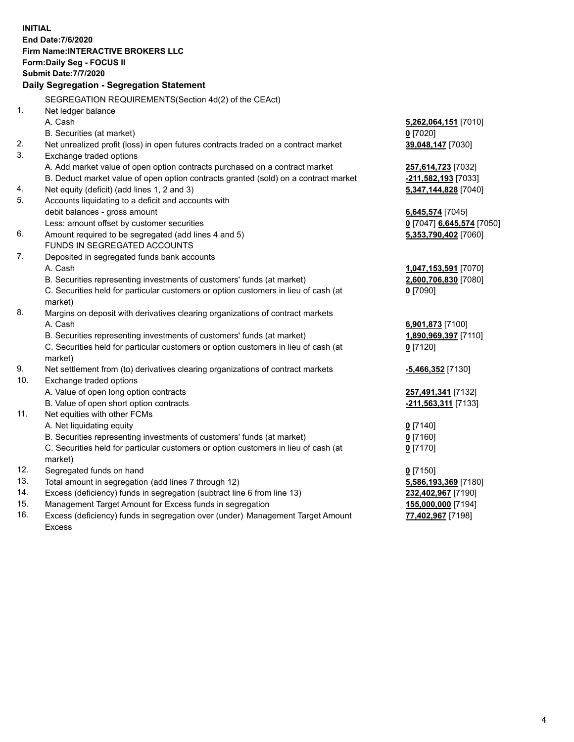**INITIAL**
**End Date:7/6/2020**
**Firm Name:INTERACTIVE BROKERS LLC**
**Form:Daily Seg - FOCUS II**
**Submit Date:7/7/2020**

**Daily Segregation - Segregation Statement**

SEGREGATION REQUIREMENTS(Section 4d(2) of the CEAct)

| | | |
|---|---|---|
| 1. | Net ledger balance | |
| | A. Cash | **5,262,064,151** [7010] |
| | B. Securities (at market) | **0** [7020] |
| 2. | Net unrealized profit (loss) in open futures contracts traded on a contract market | **39,048,147** [7030] |
| 3. | Exchange traded options | |
| | A. Add market value of open option contracts purchased on a contract market | **257,614,723** [7032] |
| | B. Deduct market value of open option contracts granted (sold) on a contract market | **-211,582,193** [7033] |
| 4. | Net equity (deficit) (add lines 1, 2 and 3) | **5,347,144,828** [7040] |
| 5. | Accounts liquidating to a deficit and accounts with debit balances - gross amount | **6,645,574** [7045] |
| | Less: amount offset by customer securities | **0** [7047] **6,645,574** [7050] |
| 6. | Amount required to be segregated (add lines 4 and 5) | **5,353,790,402** [7060] |
| | FUNDS IN SEGREGATED ACCOUNTS | |
| 7. | Deposited in segregated funds bank accounts | |
| | A. Cash | **1,047,153,591** [7070] |
| | B. Securities representing investments of customers' funds (at market) | **2,600,706,830** [7080] |
| | C. Securities held for particular customers or option customers in lieu of cash (at market) | **0** [7090] |
| 8. | Margins on deposit with derivatives clearing organizations of contract markets | |
| | A. Cash | **6,901,873** [7100] |
| | B. Securities representing investments of customers' funds (at market) | **1,890,969,397** [7110] |
| | C. Securities held for particular customers or option customers in lieu of cash (at market) | **0** [7120] |
| 9. | Net settlement from (to) derivatives clearing organizations of contract markets | **-5,466,352** [7130] |
| 10. | Exchange traded options | |
| | A. Value of open long option contracts | **257,491,341** [7132] |
| | B. Value of open short option contracts | **-211,563,311** [7133] |
| 11. | Net equities with other FCMs | |
| | A. Net liquidating equity | **0** [7140] |
| | B. Securities representing investments of customers' funds (at market) | **0** [7160] |
| | C. Securities held for particular customers or option customers in lieu of cash (at market) | **0** [7170] |
| 12. | Segregated funds on hand | **0** [7150] |
| 13. | Total amount in segregation (add lines 7 through 12) | **5,586,193,369** [7180] |
| 14. | Excess (deficiency) funds in segregation (subtract line 6 from line 13) | **232,402,967** [7190] |
| 15. | Management Target Amount for Excess funds in segregation | **155,000,000** [7194] |
| 16. | Excess (deficiency) funds in segregation over (under) Management Target Amount Excess | **77,402,967** [7198] |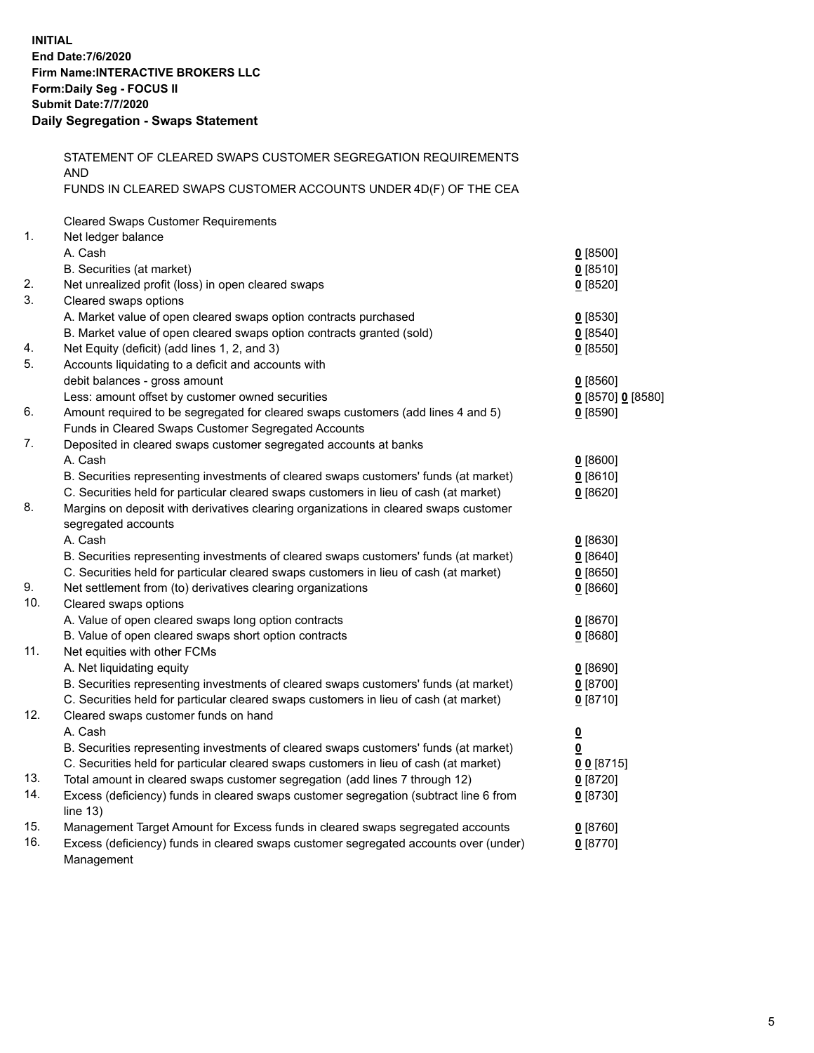**INITIAL**
**End Date:7/6/2020**
**Firm Name:INTERACTIVE BROKERS LLC**
**Form:Daily Seg - FOCUS II**
**Submit Date:7/7/2020**
**Daily Segregation - Swaps Statement**

STATEMENT OF CLEARED SWAPS CUSTOMER SEGREGATION REQUIREMENTS AND
FUNDS IN CLEARED SWAPS CUSTOMER ACCOUNTS UNDER 4D(F) OF THE CEA

| | | |
|---|---|---|
| | Cleared Swaps Customer Requirements | |
| 1. | Net ledger balance | |
| | A. Cash | 0 [8500] |
| | B. Securities (at market) | 0 [8510] |
| 2. | Net unrealized profit (loss) in open cleared swaps | 0 [8520] |
| 3. | Cleared swaps options | |
| | A. Market value of open cleared swaps option contracts purchased | 0 [8530] |
| | B. Market value of open cleared swaps option contracts granted (sold) | 0 [8540] |
| 4. | Net Equity (deficit) (add lines 1, 2, and 3) | 0 [8550] |
| 5. | Accounts liquidating to a deficit and accounts with | |
| | debit balances - gross amount | 0 [8560] |
| | Less: amount offset by customer owned securities | 0 [8570] 0 [8580] |
| 6. | Amount required to be segregated for cleared swaps customers (add lines 4 and 5) | 0 [8590] |
| | Funds in Cleared Swaps Customer Segregated Accounts | |
| 7. | Deposited in cleared swaps customer segregated accounts at banks | |
| | A. Cash | 0 [8600] |
| | B. Securities representing investments of cleared swaps customers' funds (at market) | 0 [8610] |
| | C. Securities held for particular cleared swaps customers in lieu of cash (at market) | 0 [8620] |
| 8. | Margins on deposit with derivatives clearing organizations in cleared swaps customer segregated accounts | |
| | A. Cash | 0 [8630] |
| | B. Securities representing investments of cleared swaps customers' funds (at market) | 0 [8640] |
| | C. Securities held for particular cleared swaps customers in lieu of cash (at market) | 0 [8650] |
| 9. | Net settlement from (to) derivatives clearing organizations | 0 [8660] |
| 10. | Cleared swaps options | |
| | A. Value of open cleared swaps long option contracts | 0 [8670] |
| | B. Value of open cleared swaps short option contracts | 0 [8680] |
| 11. | Net equities with other FCMs | |
| | A. Net liquidating equity | 0 [8690] |
| | B. Securities representing investments of cleared swaps customers' funds (at market) | 0 [8700] |
| | C. Securities held for particular cleared swaps customers in lieu of cash (at market) | 0 [8710] |
| 12. | Cleared swaps customer funds on hand | |
| | A. Cash | 0 |
| | B. Securities representing investments of cleared swaps customers' funds (at market) | 0 |
| | C. Securities held for particular cleared swaps customers in lieu of cash (at market) | 0 0 [8715] |
| 13. | Total amount in cleared swaps customer segregation (add lines 7 through 12) | 0 [8720] |
| 14. | Excess (deficiency) funds in cleared swaps customer segregation (subtract line 6 from line 13) | 0 [8730] |
| 15. | Management Target Amount for Excess funds in cleared swaps segregated accounts | 0 [8760] |
| 16. | Excess (deficiency) funds in cleared swaps customer segregated accounts over (under) Management | 0 [8770] |